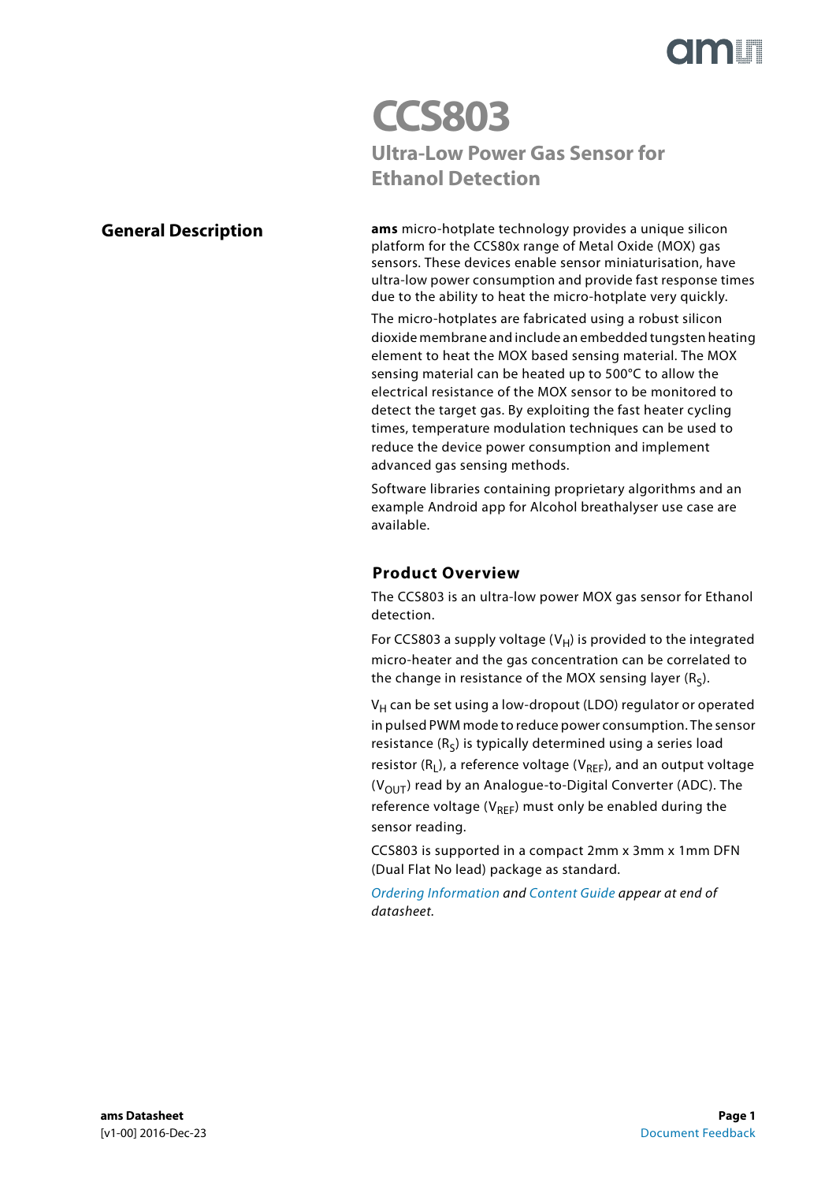# CCS803

## Ultra-Low Power Gas Sensor for Ethanol Detection

## General Description

**ams** micro-hotplate technology provides a unique silicon platform for the CCS80x range of Metal Oxide (MOX) gas sensors. These devices enable sensor miniaturisation, have ultra-low power consumption and provide fast response times due to the ability to heat the micro-hotplate very quickly.

The micro-hotplates are fabricated using a robust silicon dioxide membrane and include an embedded tungsten heating element to heat the MOX based sensing material. The MOX sensing material can be heated up to 500°C to allow the electrical resistance of the MOX sensor to be monitored to detect the target gas. By exploiting the fast heater cycling times, temperature modulation techniques can be used to reduce the device power consumption and implement advanced gas sensing methods.

Software libraries containing proprietary algorithms and an example Android app for Alcohol breathalyser use case are available.

### Product Overview

The CCS803 is an ultra-low power MOX gas sensor for Ethanol detection.

For CCS803 a supply voltage ($V_H$) is provided to the integrated micro-heater and the gas concentration can be correlated to the change in resistance of the MOX sensing layer ($R_S$).

$V_H$ can be set using a low-dropout (LDO) regulator or operated in pulsed PWM mode to reduce power consumption. The sensor resistance ($R_S$) is typically determined using a series load resistor ($R_L$), a reference voltage ($V_{REF}$), and an output voltage ($V_{OUT}$) read by an Analogue-to-Digital Converter (ADC). The reference voltage ($V_{REF}$) must only be enabled during the sensor reading.

CCS803 is supported in a compact 2mm x 3mm x 1mm DFN (Dual Flat No lead) package as standard.

*Ordering Information and Content Guide appear at end of datasheet.*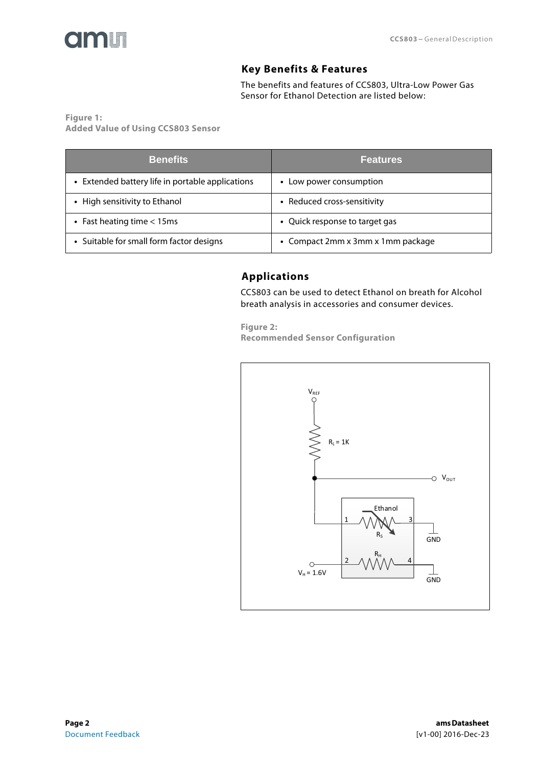## Key Benefits & Features

The benefits and features of CCS803, Ultra-Low Power Gas Sensor for Ethanol Detection are listed below:

**Figure 1:**
**Added Value of Using CCS803 Sensor**

| Benefits | Features |
|---|---|
| • Extended battery life in portable applications | • Low power consumption |
| • High sensitivity to Ethanol | • Reduced cross-sensitivity |
| • Fast heating time < 15ms | • Quick response to target gas |
| • Suitable for small form factor designs | • Compact 2mm x 3mm x 1mm package |

## Applications

CCS803 can be used to detect Ethanol on breath for Alcohol breath analysis in accessories and consumer devices.

**Figure 2:**
**Recommended Sensor Configuration**

$V_{REF}$

$R_L$ = 1K

$V_{OUT}$

Ethanol

1 3

$R_S$

GND

$R_H$

2 4

$V_H$ = 1.6V

GND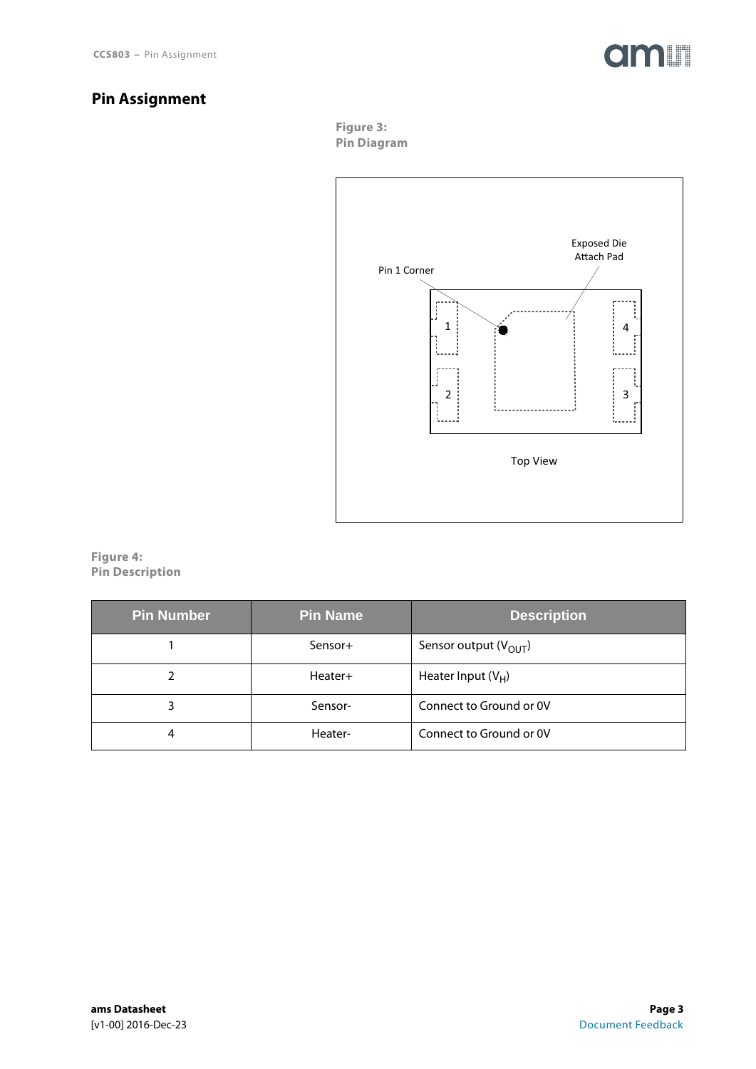# Pin Assignment

Figure 3:
Pin Diagram

Figure 4:
Pin Description

| Pin Number | Pin Name | Description |
|---|---|---|
| 1 | Sensor+ | Sensor output ($V_{OUT}$) |
| 2 | Heater+ | Heater Input ($V_H$) |
| 3 | Sensor- | Connect to Ground or 0V |
| 4 | Heater- | Connect to Ground or 0V |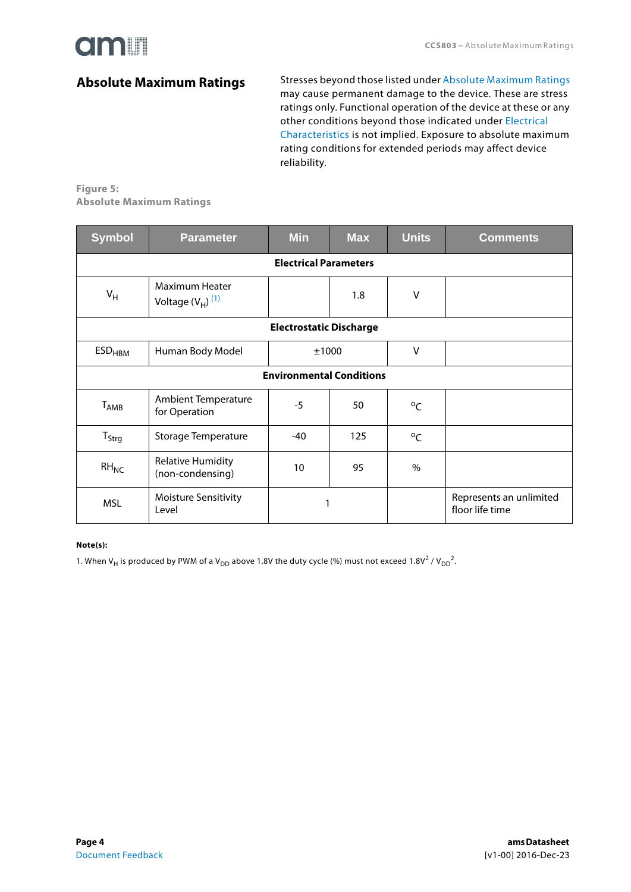## Absolute Maximum Ratings

Stresses beyond those listed under Absolute Maximum Ratings may cause permanent damage to the device. These are stress ratings only. Functional operation of the device at these or any other conditions beyond those indicated under Electrical Characteristics is not implied. Exposure to absolute maximum rating conditions for extended periods may affect device reliability.

**Figure 5:**
**Absolute Maximum Ratings**

| Symbol | Parameter | Min | Max | Units | Comments |
|---|---|---|---|---|---|
| **Electrical Parameters** | | | | | |
| $V_H$ | Maximum Heater Voltage ($V_H$) (1) | | 1.8 | V | |
| **Electrostatic Discharge** | | | | | |
| $ESD_{HBM}$ | Human Body Model | ±1000 | | V | |
| **Environmental Conditions** | | | | | |
| $T_{AMB}$ | Ambient Temperature for Operation | -5 | 50 | ºC | |
| $T_{Strg}$ | Storage Temperature | -40 | 125 | ºC | |
| $RH_{NC}$ | Relative Humidity (non-condensing) | 10 | 95 | % | |
| MSL | Moisture Sensitivity Level | 1 | | | Represents an unlimited floor life time |

**Note(s):**

1. When $V_H$ is produced by PWM of a $V_{DD}$ above 1.8V the duty cycle (%) must not exceed $1.8V^2 / V_{DD}^2$.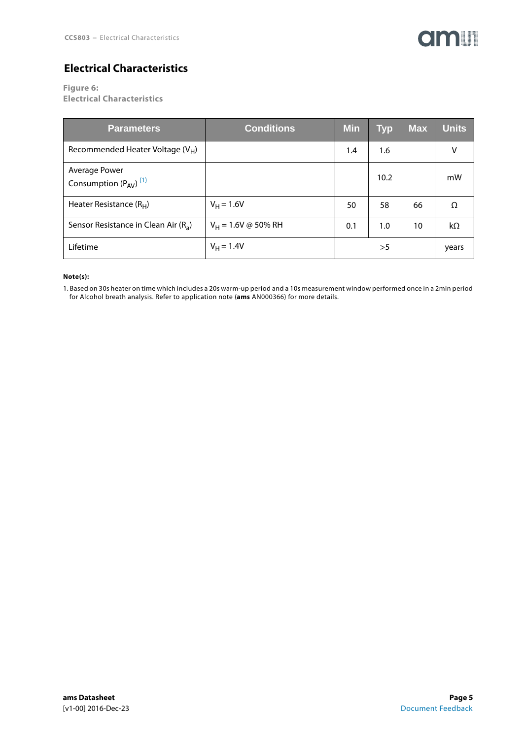## Electrical Characteristics

**Figure 6:**
**Electrical Characteristics**

| Parameters | Conditions | Min | Typ | Max | Units |
|---|---|---|---|---|---|
| Recommended Heater Voltage ($V_H$) | | 1.4 | 1.6 | | V |
| Average Power Consumption ($P_{AV}$) [(1)](#) | | | 10.2 | | mW |
| Heater Resistance ($R_H$) | $V_H$ = 1.6V | 50 | 58 | 66 | Ω |
| Sensor Resistance in Clean Air ($R_a$) | $V_H$ = 1.6V @ 50% RH | 0.1 | 1.0 | 10 | kΩ |
| Lifetime | $V_H$ = 1.4V | | >5 | | years |

**Note(s):**

1. Based on 30s heater on time which includes a 20s warm-up period and a 10s measurement window performed once in a 2min period for Alcohol breath analysis. Refer to application note (**ams** AN000366) for more details.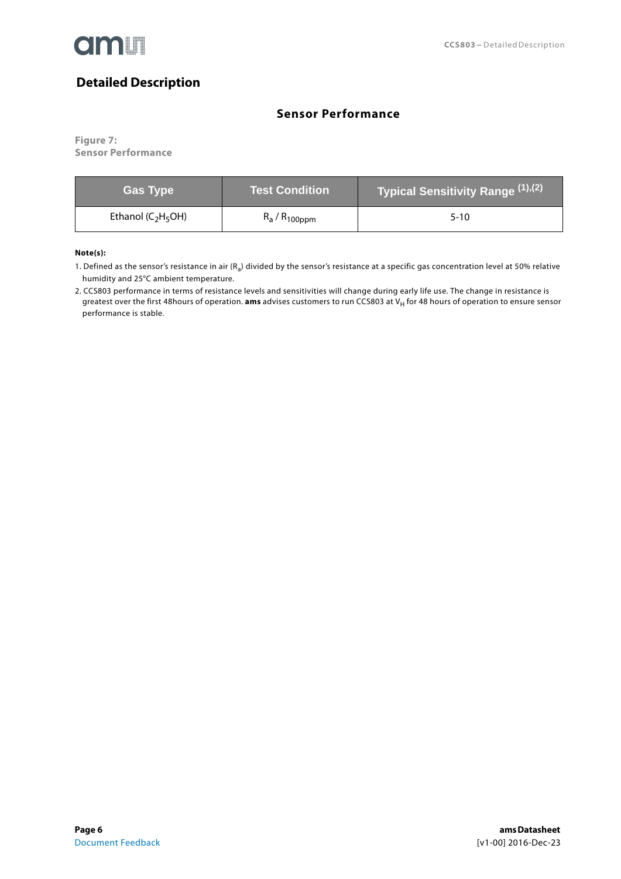# Detailed Description

## Sensor Performance

**Figure 7:**
**Sensor Performance**

| Gas Type | Test Condition | Typical Sensitivity Range (1),(2) |
|---|---|---|
| Ethanol ($C_2H_5OH$) | $R_a$ / $R_{100ppm}$ | 5-10 |

**Note(s):**

1. Defined as the sensor's resistance in air ($R_a$) divided by the sensor's resistance at a specific gas concentration level at 50% relative humidity and 25°C ambient temperature.
2. CCS803 performance in terms of resistance levels and sensitivities will change during early life use. The change in resistance is greatest over the first 48hours of operation. **ams** advises customers to run CCS803 at $V_H$ for 48 hours of operation to ensure sensor performance is stable.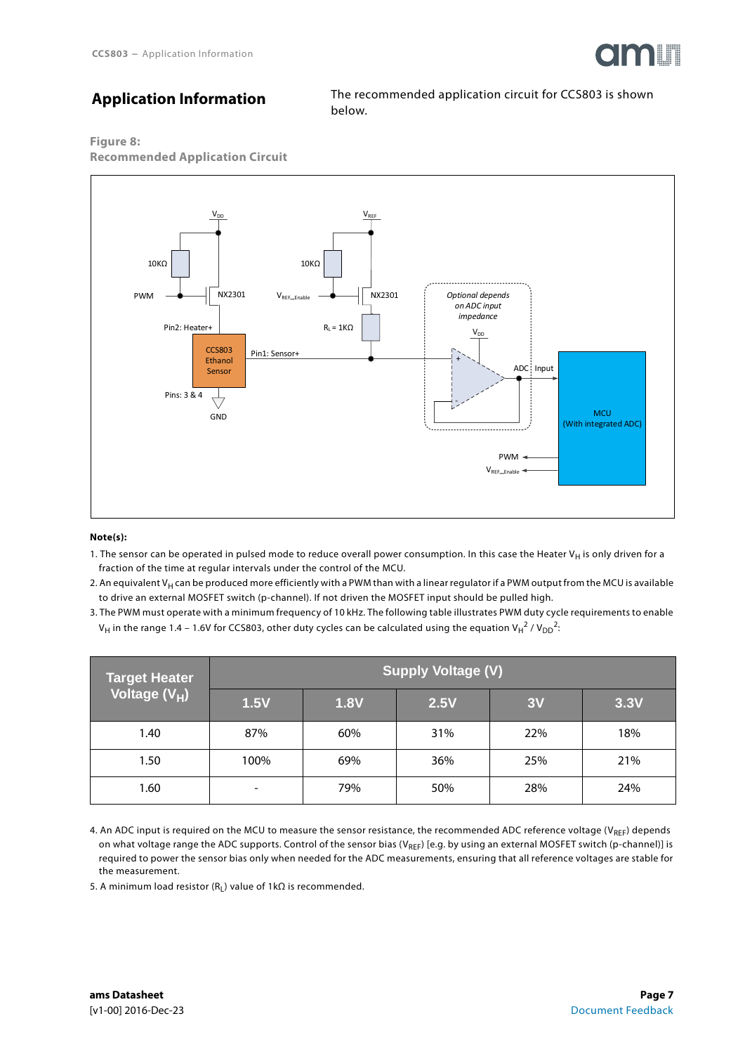## Application Information

The recommended application circuit for CCS803 is shown below.

**Figure 8:**
**Recommended Application Circuit**

**Note(s):**

1. The sensor can be operated in pulsed mode to reduce overall power consumption. In this case the Heater $V_H$ is only driven for a fraction of the time at regular intervals under the control of the MCU.
2. An equivalent $V_H$ can be produced more efficiently with a PWM than with a linear regulator if a PWM output from the MCU is available to drive an external MOSFET switch (p-channel). If not driven the MOSFET input should be pulled high.
3. The PWM must operate with a minimum frequency of 10 kHz. The following table illustrates PWM duty cycle requirements to enable $V_H$ in the range 1.4 – 1.6V for CCS803, other duty cycles can be calculated using the equation $V_H^2 / V_{DD}^2$:

| Target Heater Voltage ($V_H$) | Supply Voltage (V) | | | | |
|---|---|---|---|---|---|
| | 1.5V | 1.8V | 2.5V | 3V | 3.3V |
| 1.40 | 87% | 60% | 31% | 22% | 18% |
| 1.50 | 100% | 69% | 36% | 25% | 21% |
| 1.60 | - | 79% | 50% | 28% | 24% |

4. An ADC input is required on the MCU to measure the sensor resistance, the recommended ADC reference voltage ($V_{REF}$) depends on what voltage range the ADC supports. Control of the sensor bias ($V_{REF}$) [e.g. by using an external MOSFET switch (p-channel)] is required to power the sensor bias only when needed for the ADC measurements, ensuring that all reference voltages are stable for the measurement.
5. A minimum load resistor ($R_L$) value of 1kΩ is recommended.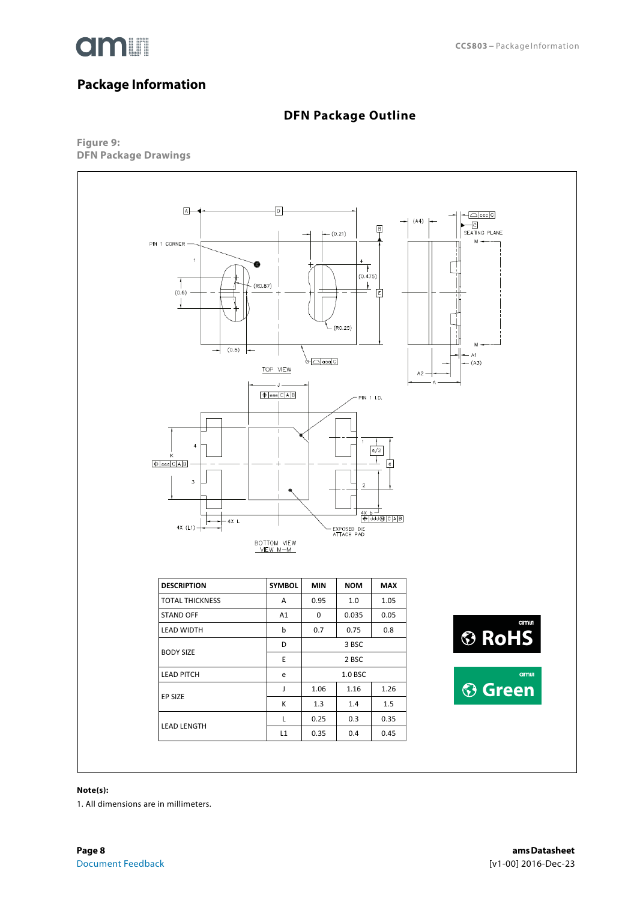## Package Information

### DFN Package Outline

**Figure 9:**
**DFN Package Drawings**

| DESCRIPTION | SYMBOL | MIN | NOM | MAX |
|---|---|---|---|---|
| TOTAL THICKNESS | A | 0.95 | 1.0 | 1.05 |
| STAND OFF | A1 | 0 | 0.035 | 0.05 |
| LEAD WIDTH | b | 0.7 | 0.75 | 0.8 |
| BODY SIZE | D | 3 BSC | | |
| | E | 2 BSC | | |
| LEAD PITCH | e | 1.0 BSC | | |
| EP SIZE | J | 1.06 | 1.16 | 1.26 |
| | K | 1.3 | 1.4 | 1.5 |
| LEAD LENGTH | L | 0.25 | 0.3 | 0.35 |
| | L1 | 0.35 | 0.4 | 0.45 |

**Note(s):**

1. All dimensions are in millimeters.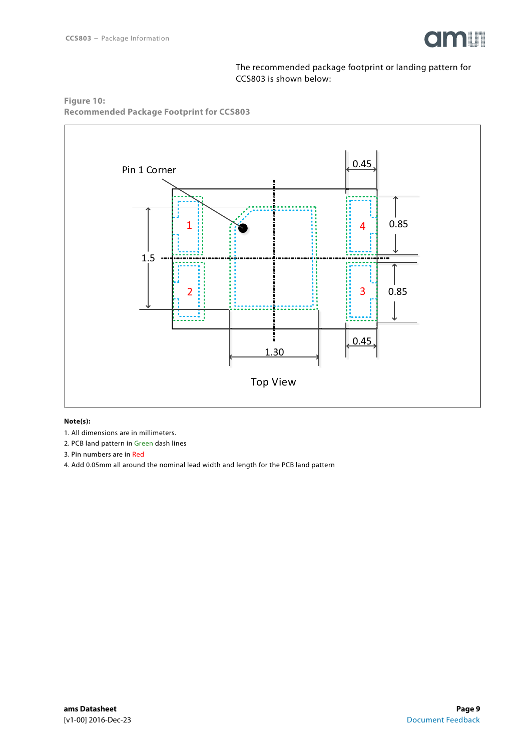The recommended package footprint or landing pattern for CCS803 is shown below:

**Figure 10:**
**Recommended Package Footprint for CCS803**

Pin 1 Corner

0.45

1

4

0.85

1.5

2

3

0.85

0.45

1.30

Top View

**Note(s):**

1. All dimensions are in millimeters.
2. PCB land pattern in Green dash lines
3. Pin numbers are in Red
4. Add 0.05mm all around the nominal lead width and length for the PCB land pattern

**ams Datasheet**
[v1-00] 2016-Dec-23

Document Feedback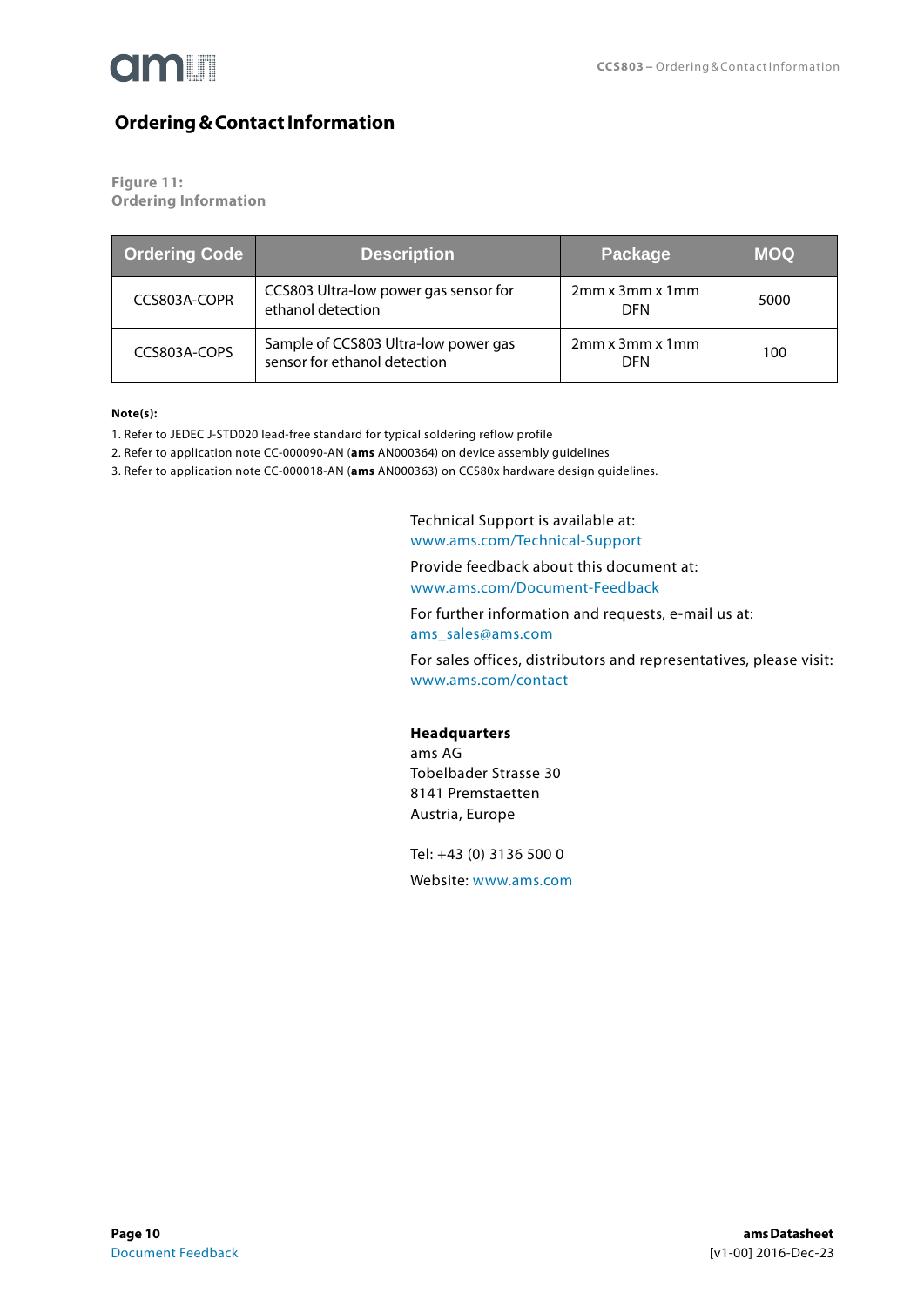# Ordering & Contact Information

**Figure 11:**
**Ordering Information**

| Ordering Code | Description | Package | MOQ |
|---|---|---|---|
| CCS803A-COPR | CCS803 Ultra-low power gas sensor for ethanol detection | 2mm x 3mm x 1mm DFN | 5000 |
| CCS803A-COPS | Sample of CCS803 Ultra-low power gas sensor for ethanol detection | 2mm x 3mm x 1mm DFN | 100 |

**Note(s):**

1. Refer to JEDEC J-STD020 lead-free standard for typical soldering reflow profile
2. Refer to application note CC-000090-AN (**ams** AN000364) on device assembly guidelines
3. Refer to application note CC-000018-AN (**ams** AN000363) on CCS80x hardware design guidelines.

Technical Support is available at:
www.ams.com/Technical-Support

Provide feedback about this document at:
www.ams.com/Document-Feedback

For further information and requests, e-mail us at:
ams_sales@ams.com

For sales offices, distributors and representatives, please visit:
www.ams.com/contact

**Headquarters**
ams AG
Tobelbader Strasse 30
8141 Premstaetten
Austria, Europe

Tel: +43 (0) 3136 500 0

Website: www.ams.com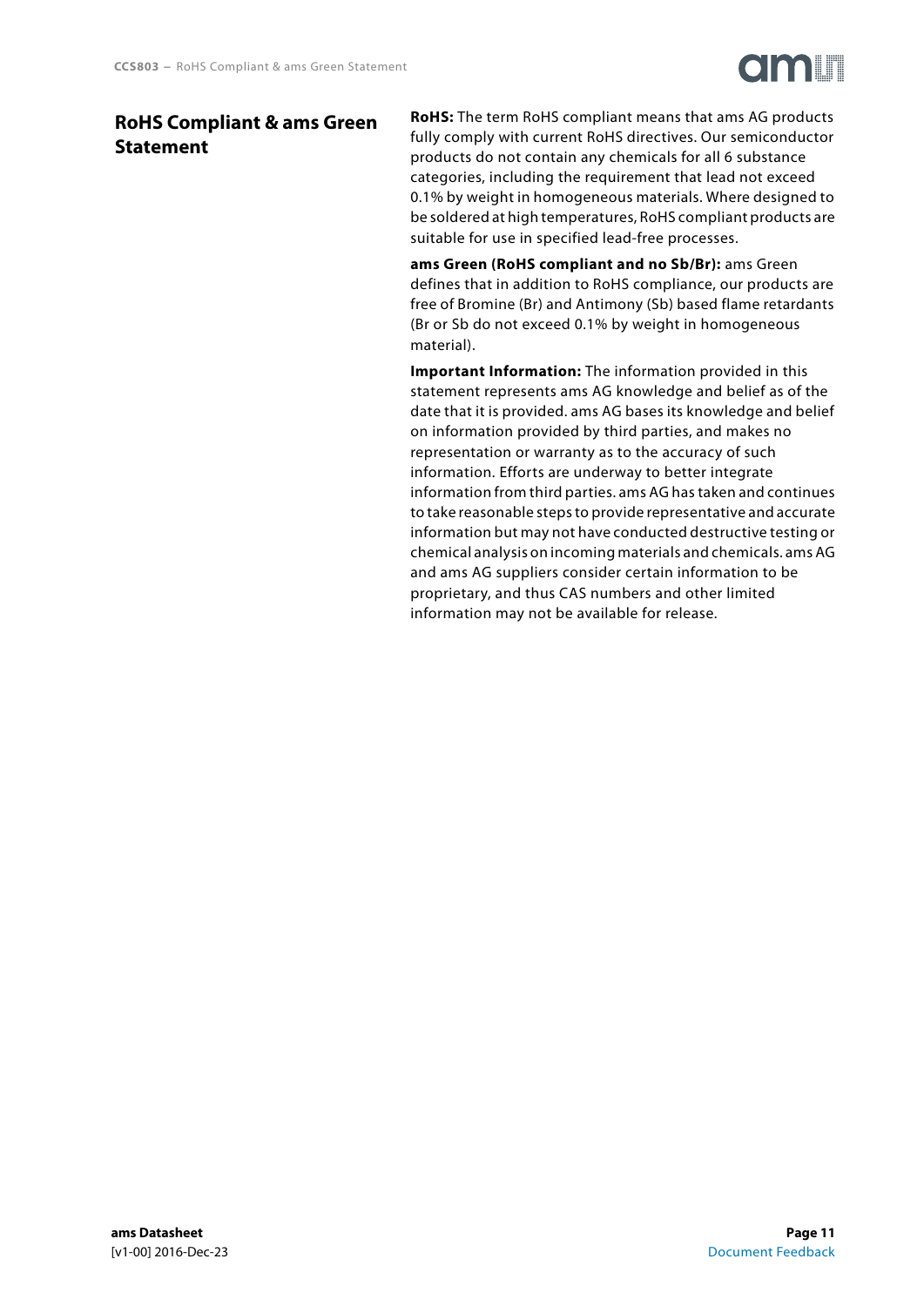# RoHS Compliant & ams Green Statement

**RoHS:** The term RoHS compliant means that ams AG products fully comply with current RoHS directives. Our semiconductor products do not contain any chemicals for all 6 substance categories, including the requirement that lead not exceed 0.1% by weight in homogeneous materials. Where designed to be soldered at high temperatures, RoHS compliant products are suitable for use in specified lead-free processes.

**ams Green (RoHS compliant and no Sb/Br):** ams Green defines that in addition to RoHS compliance, our products are free of Bromine (Br) and Antimony (Sb) based flame retardants (Br or Sb do not exceed 0.1% by weight in homogeneous material).

**Important Information:** The information provided in this statement represents ams AG knowledge and belief as of the date that it is provided. ams AG bases its knowledge and belief on information provided by third parties, and makes no representation or warranty as to the accuracy of such information. Efforts are underway to better integrate information from third parties. ams AG has taken and continues to take reasonable steps to provide representative and accurate information but may not have conducted destructive testing or chemical analysis on incoming materials and chemicals. ams AG and ams AG suppliers consider certain information to be proprietary, and thus CAS numbers and other limited information may not be available for release.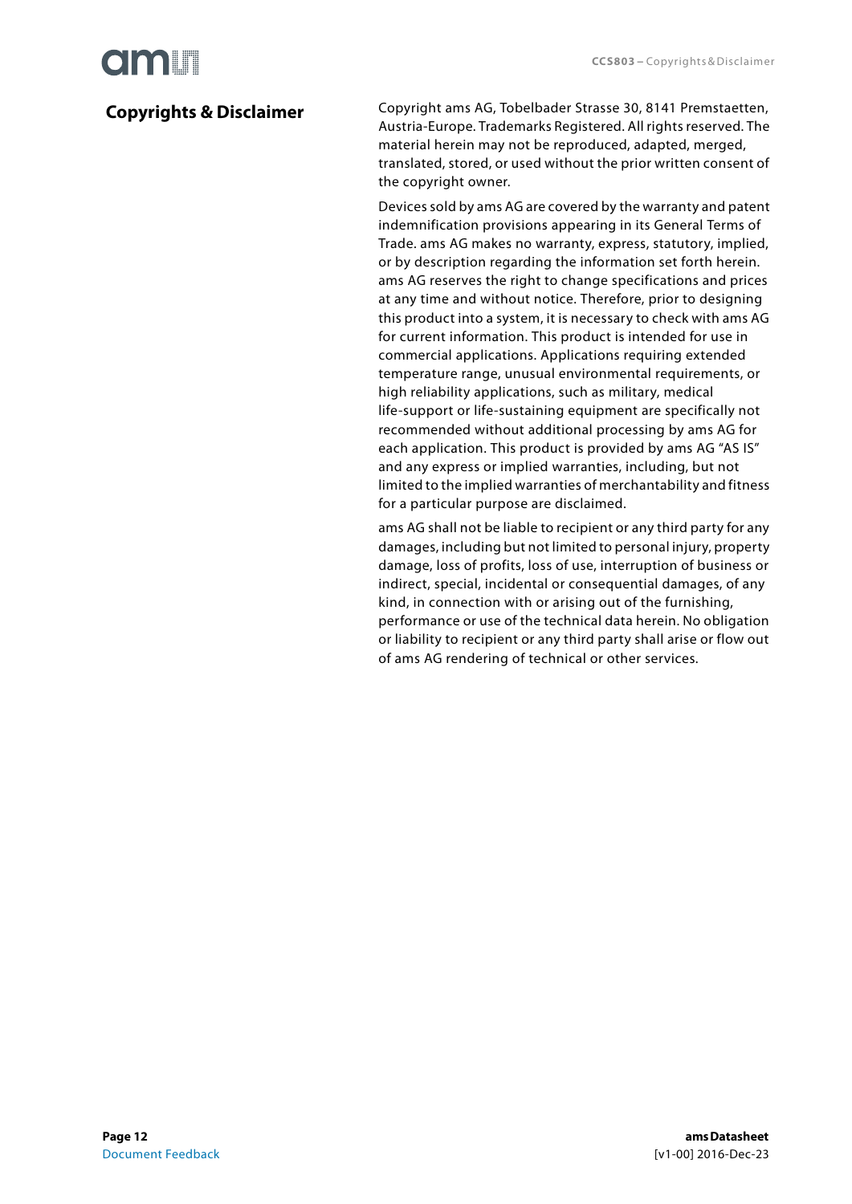## Copyrights & Disclaimer

Copyright ams AG, Tobelbader Strasse 30, 8141 Premstaetten, Austria-Europe. Trademarks Registered. All rights reserved. The material herein may not be reproduced, adapted, merged, translated, stored, or used without the prior written consent of the copyright owner.

Devices sold by ams AG are covered by the warranty and patent indemnification provisions appearing in its General Terms of Trade. ams AG makes no warranty, express, statutory, implied, or by description regarding the information set forth herein. ams AG reserves the right to change specifications and prices at any time and without notice. Therefore, prior to designing this product into a system, it is necessary to check with ams AG for current information. This product is intended for use in commercial applications. Applications requiring extended temperature range, unusual environmental requirements, or high reliability applications, such as military, medical life-support or life-sustaining equipment are specifically not recommended without additional processing by ams AG for each application. This product is provided by ams AG "AS IS" and any express or implied warranties, including, but not limited to the implied warranties of merchantability and fitness for a particular purpose are disclaimed.

ams AG shall not be liable to recipient or any third party for any damages, including but not limited to personal injury, property damage, loss of profits, loss of use, interruption of business or indirect, special, incidental or consequential damages, of any kind, in connection with or arising out of the furnishing, performance or use of the technical data herein. No obligation or liability to recipient or any third party shall arise or flow out of ams AG rendering of technical or other services.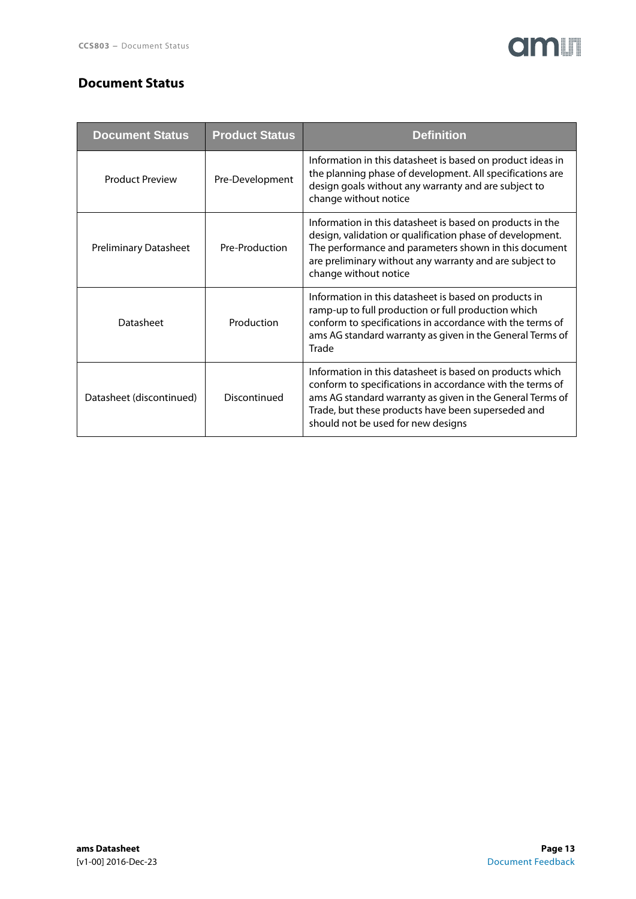## Document Status

| Document Status | Product Status | Definition |
|---|---|---|
| Product Preview | Pre-Development | Information in this datasheet is based on product ideas in the planning phase of development. All specifications are design goals without any warranty and are subject to change without notice |
| Preliminary Datasheet | Pre-Production | Information in this datasheet is based on products in the design, validation or qualification phase of development. The performance and parameters shown in this document are preliminary without any warranty and are subject to change without notice |
| Datasheet | Production | Information in this datasheet is based on products in ramp-up to full production or full production which conform to specifications in accordance with the terms of ams AG standard warranty as given in the General Terms of Trade |
| Datasheet (discontinued) | Discontinued | Information in this datasheet is based on products which conform to specifications in accordance with the terms of ams AG standard warranty as given in the General Terms of Trade, but these products have been superseded and should not be used for new designs |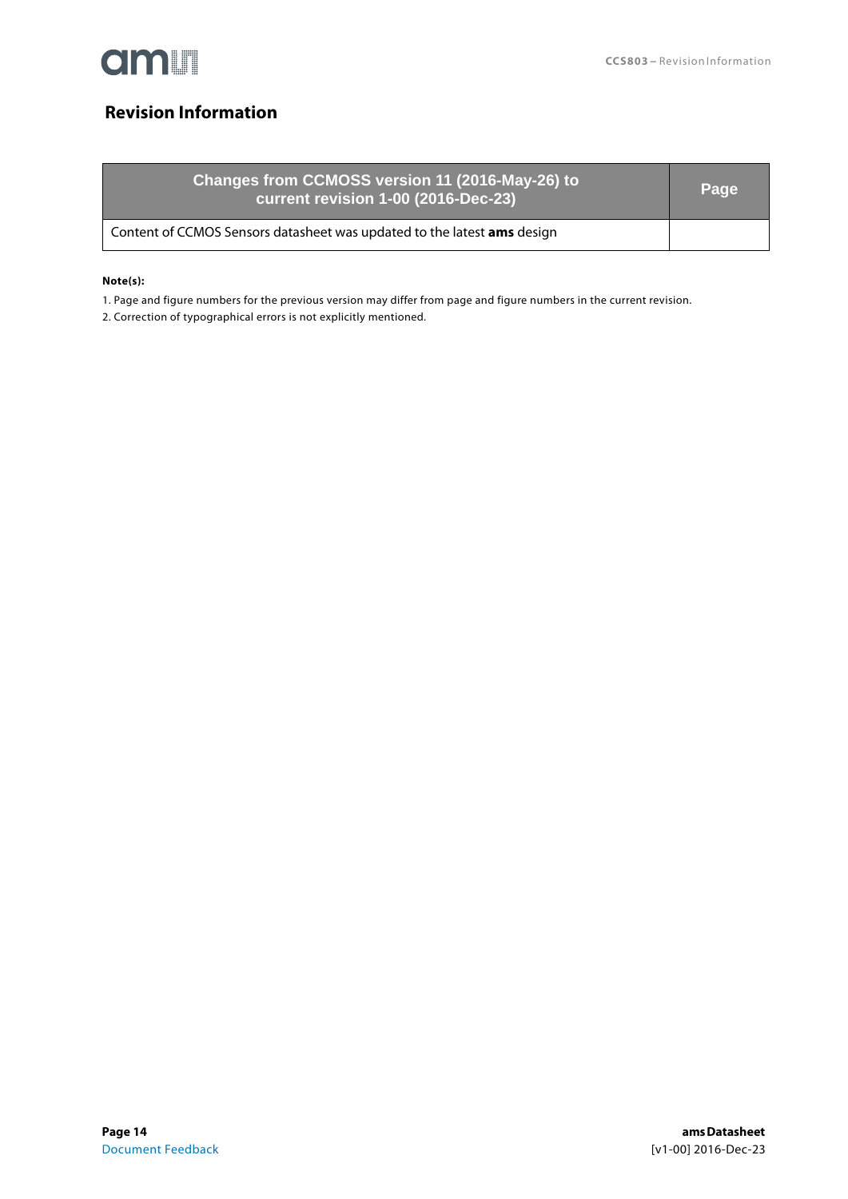# Revision Information

| Changes from CCMOSS version 11 (2016-May-26) to current revision 1-00 (2016-Dec-23) | Page |
|---|---|
| Content of CCMOS Sensors datasheet was updated to the latest **ams** design | |

**Note(s):**

1. Page and figure numbers for the previous version may differ from page and figure numbers in the current revision.
2. Correction of typographical errors is not explicitly mentioned.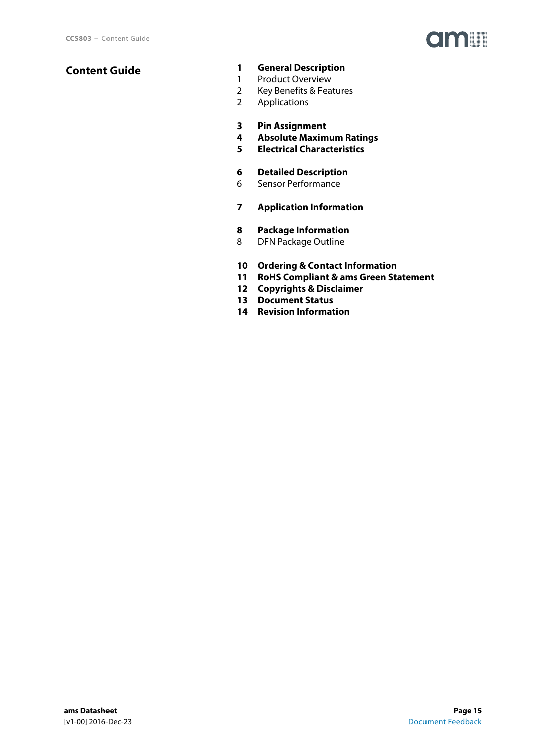# Content Guide

**1 General Description**
1 Product Overview
2 Key Benefits & Features
2 Applications

**3 Pin Assignment**
**4 Absolute Maximum Ratings**
**5 Electrical Characteristics**

**6 Detailed Description**
6 Sensor Performance

**7 Application Information**

**8 Package Information**
8 DFN Package Outline

**10 Ordering & Contact Information**
**11 RoHS Compliant & ams Green Statement**
**12 Copyrights & Disclaimer**
**13 Document Status**
**14 Revision Information**